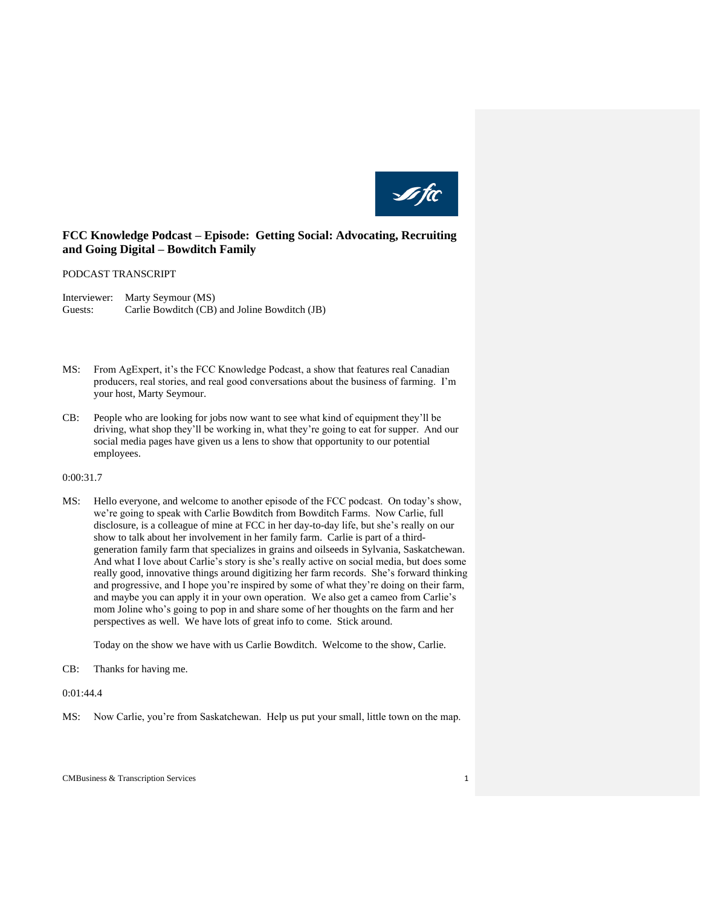# FCC Knowledge Podcast – Episode: Getting Social: Advocating, Recruiting and Going Digital – Bowditch Family

PODCAST TRANSCRIPT

Interviewer: Marty Seymour (MS)
Guests: Carlie Bowditch (CB) and Joline Bowditch (JB)

MS: From AgExpert, it's the FCC Knowledge Podcast, a show that features real Canadian producers, real stories, and real good conversations about the business of farming. I'm your host, Marty Seymour.

CB: People who are looking for jobs now want to see what kind of equipment they'll be driving, what shop they'll be working in, what they're going to eat for supper. And our social media pages have given us a lens to show that opportunity to our potential employees.

0:00:31.7

MS: Hello everyone, and welcome to another episode of the FCC podcast. On today's show, we're going to speak with Carlie Bowditch from Bowditch Farms. Now Carlie, full disclosure, is a colleague of mine at FCC in her day-to-day life, but she's really on our show to talk about her involvement in her family farm. Carlie is part of a third-generation family farm that specializes in grains and oilseeds in Sylvania, Saskatchewan. And what I love about Carlie's story is she's really active on social media, but does some really good, innovative things around digitizing her farm records. She's forward thinking and progressive, and I hope you're inspired by some of what they're doing on their farm, and maybe you can apply it in your own operation. We also get a cameo from Carlie's mom Joline who's going to pop in and share some of her thoughts on the farm and her perspectives as well. We have lots of great info to come. Stick around.

Today on the show we have with us Carlie Bowditch. Welcome to the show, Carlie.

CB: Thanks for having me.

0:01:44.4

MS: Now Carlie, you're from Saskatchewan. Help us put your small, little town on the map.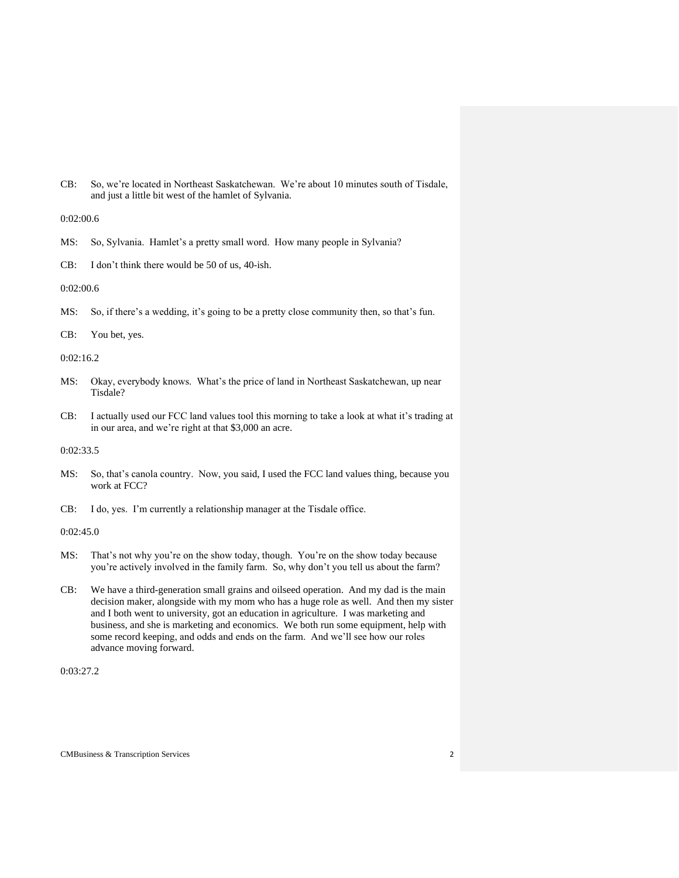CB: So, we're located in Northeast Saskatchewan. We're about 10 minutes south of Tisdale, and just a little bit west of the hamlet of Sylvania.

0:02:00.6

MS: So, Sylvania. Hamlet's a pretty small word. How many people in Sylvania?

CB: I don't think there would be 50 of us, 40-ish.

0:02:00.6

MS: So, if there's a wedding, it's going to be a pretty close community then, so that's fun.

CB: You bet, yes.

0:02:16.2

MS: Okay, everybody knows. What's the price of land in Northeast Saskatchewan, up near Tisdale?

CB: I actually used our FCC land values tool this morning to take a look at what it's trading at in our area, and we're right at that $3,000 an acre.

0:02:33.5

MS: So, that's canola country. Now, you said, I used the FCC land values thing, because you work at FCC?

CB: I do, yes. I'm currently a relationship manager at the Tisdale office.

0:02:45.0

MS: That's not why you're on the show today, though. You're on the show today because you're actively involved in the family farm. So, why don't you tell us about the farm?

CB: We have a third-generation small grains and oilseed operation. And my dad is the main decision maker, alongside with my mom who has a huge role as well. And then my sister and I both went to university, got an education in agriculture. I was marketing and business, and she is marketing and economics. We both run some equipment, help with some record keeping, and odds and ends on the farm. And we'll see how our roles advance moving forward.

0:03:27.2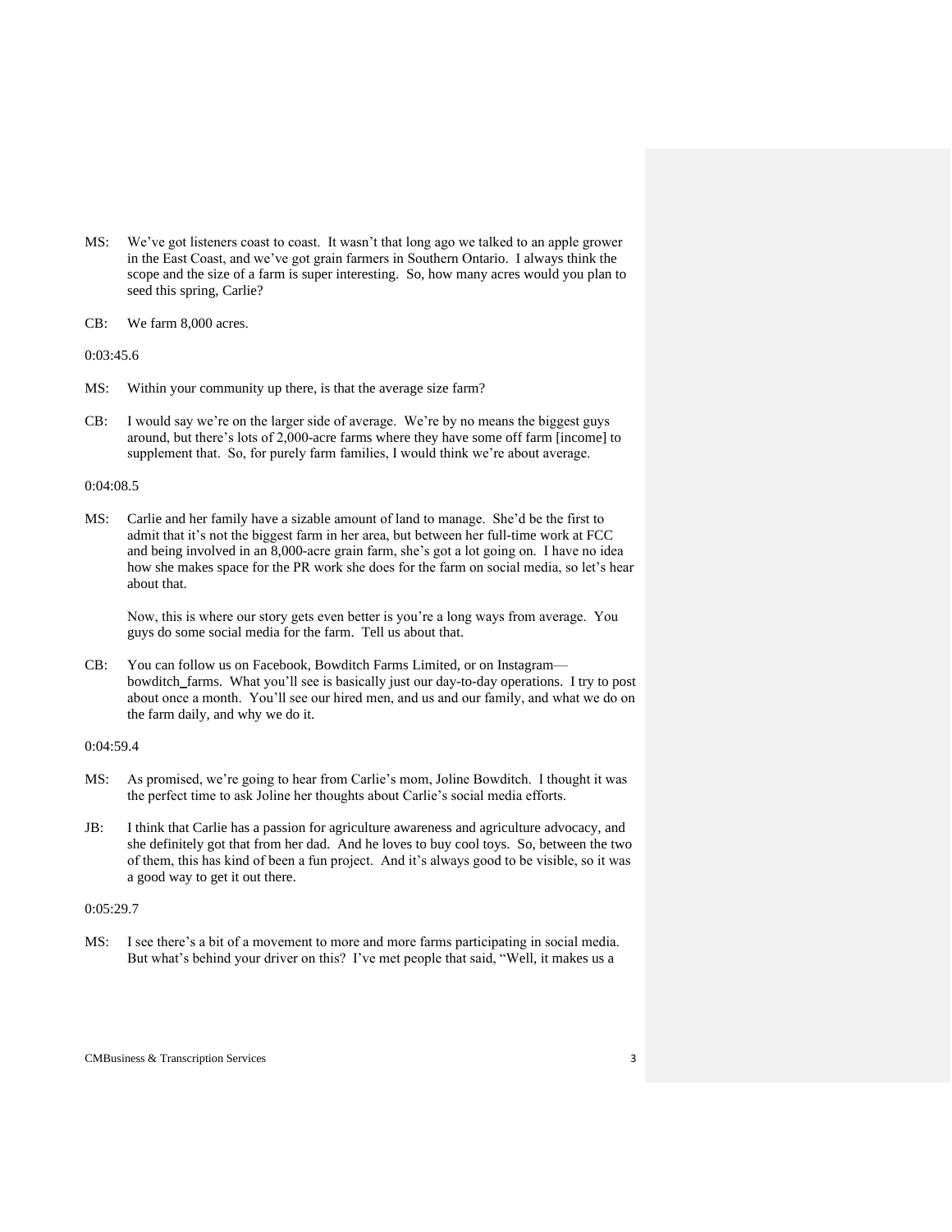MS: We've got listeners coast to coast. It wasn't that long ago we talked to an apple grower in the East Coast, and we've got grain farmers in Southern Ontario. I always think the scope and the size of a farm is super interesting. So, how many acres would you plan to seed this spring, Carlie?

CB: We farm 8,000 acres.

0:03:45.6

MS: Within your community up there, is that the average size farm?

CB: I would say we're on the larger side of average. We're by no means the biggest guys around, but there's lots of 2,000-acre farms where they have some off farm [income] to supplement that. So, for purely farm families, I would think we're about average.

0:04:08.5

MS: Carlie and her family have a sizable amount of land to manage. She'd be the first to admit that it's not the biggest farm in her area, but between her full-time work at FCC and being involved in an 8,000-acre grain farm, she's got a lot going on. I have no idea how she makes space for the PR work she does for the farm on social media, so let's hear about that.

Now, this is where our story gets even better is you're a long ways from average. You guys do some social media for the farm. Tell us about that.

CB: You can follow us on Facebook, Bowditch Farms Limited, or on Instagram—bowditch_farms. What you'll see is basically just our day-to-day operations. I try to post about once a month. You'll see our hired men, and us and our family, and what we do on the farm daily, and why we do it.

0:04:59.4

MS: As promised, we're going to hear from Carlie's mom, Joline Bowditch. I thought it was the perfect time to ask Joline her thoughts about Carlie's social media efforts.

JB: I think that Carlie has a passion for agriculture awareness and agriculture advocacy, and she definitely got that from her dad. And he loves to buy cool toys. So, between the two of them, this has kind of been a fun project. And it's always good to be visible, so it was a good way to get it out there.

0:05:29.7

MS: I see there's a bit of a movement to more and more farms participating in social media. But what's behind your driver on this? I've met people that said, "Well, it makes us a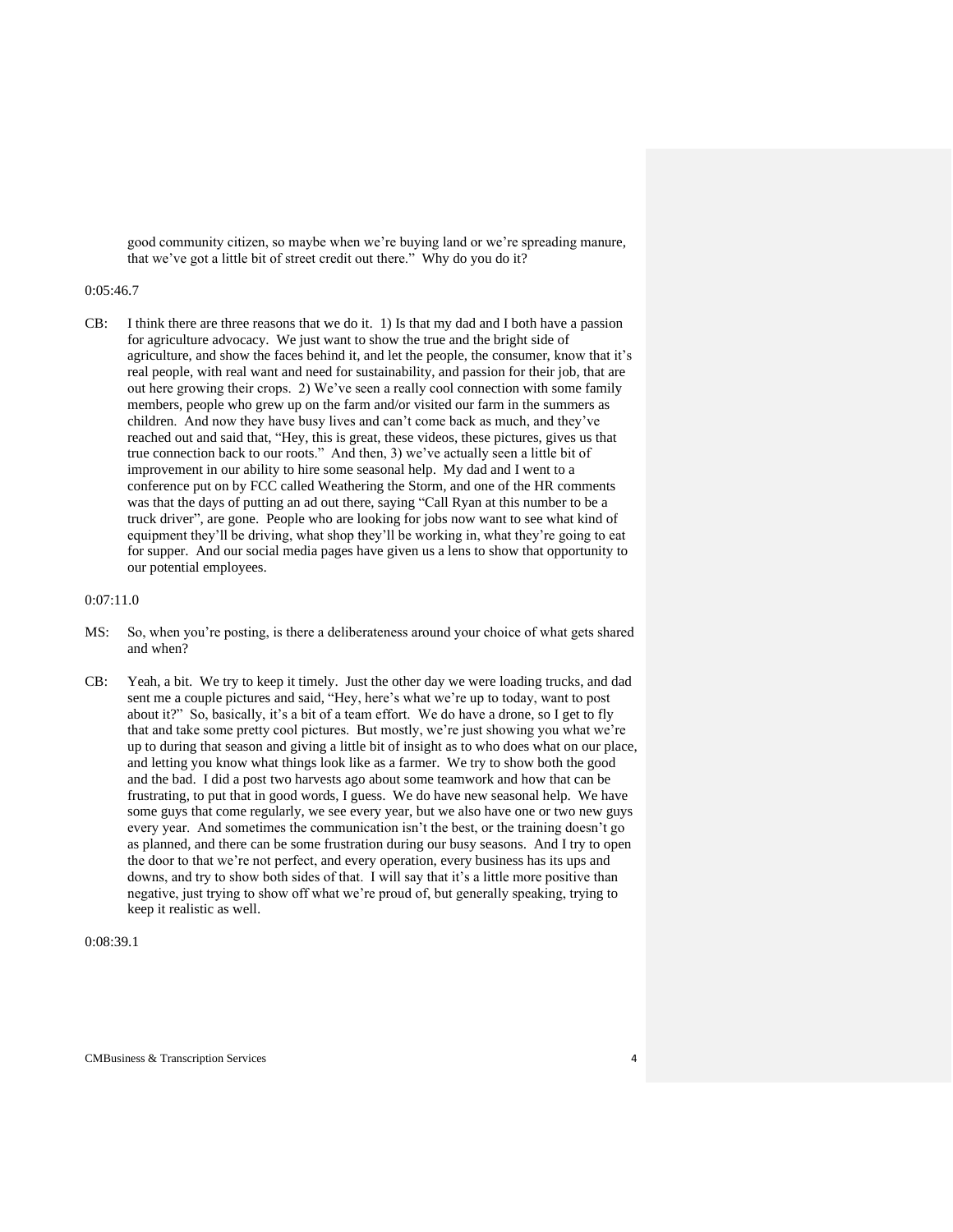good community citizen, so maybe when we're buying land or we're spreading manure, that we've got a little bit of street credit out there." Why do you do it?

0:05:46.7

CB: I think there are three reasons that we do it. 1) Is that my dad and I both have a passion for agriculture advocacy. We just want to show the true and the bright side of agriculture, and show the faces behind it, and let the people, the consumer, know that it's real people, with real want and need for sustainability, and passion for their job, that are out here growing their crops. 2) We've seen a really cool connection with some family members, people who grew up on the farm and/or visited our farm in the summers as children. And now they have busy lives and can't come back as much, and they've reached out and said that, "Hey, this is great, these videos, these pictures, gives us that true connection back to our roots." And then, 3) we've actually seen a little bit of improvement in our ability to hire some seasonal help. My dad and I went to a conference put on by FCC called Weathering the Storm, and one of the HR comments was that the days of putting an ad out there, saying "Call Ryan at this number to be a truck driver", are gone. People who are looking for jobs now want to see what kind of equipment they'll be driving, what shop they'll be working in, what they're going to eat for supper. And our social media pages have given us a lens to show that opportunity to our potential employees.

0:07:11.0

MS: So, when you're posting, is there a deliberateness around your choice of what gets shared and when?

CB: Yeah, a bit. We try to keep it timely. Just the other day we were loading trucks, and dad sent me a couple pictures and said, "Hey, here's what we're up to today, want to post about it?" So, basically, it's a bit of a team effort. We do have a drone, so I get to fly that and take some pretty cool pictures. But mostly, we're just showing you what we're up to during that season and giving a little bit of insight as to who does what on our place, and letting you know what things look like as a farmer. We try to show both the good and the bad. I did a post two harvests ago about some teamwork and how that can be frustrating, to put that in good words, I guess. We do have new seasonal help. We have some guys that come regularly, we see every year, but we also have one or two new guys every year. And sometimes the communication isn't the best, or the training doesn't go as planned, and there can be some frustration during our busy seasons. And I try to open the door to that we're not perfect, and every operation, every business has its ups and downs, and try to show both sides of that. I will say that it's a little more positive than negative, just trying to show off what we're proud of, but generally speaking, trying to keep it realistic as well.

0:08:39.1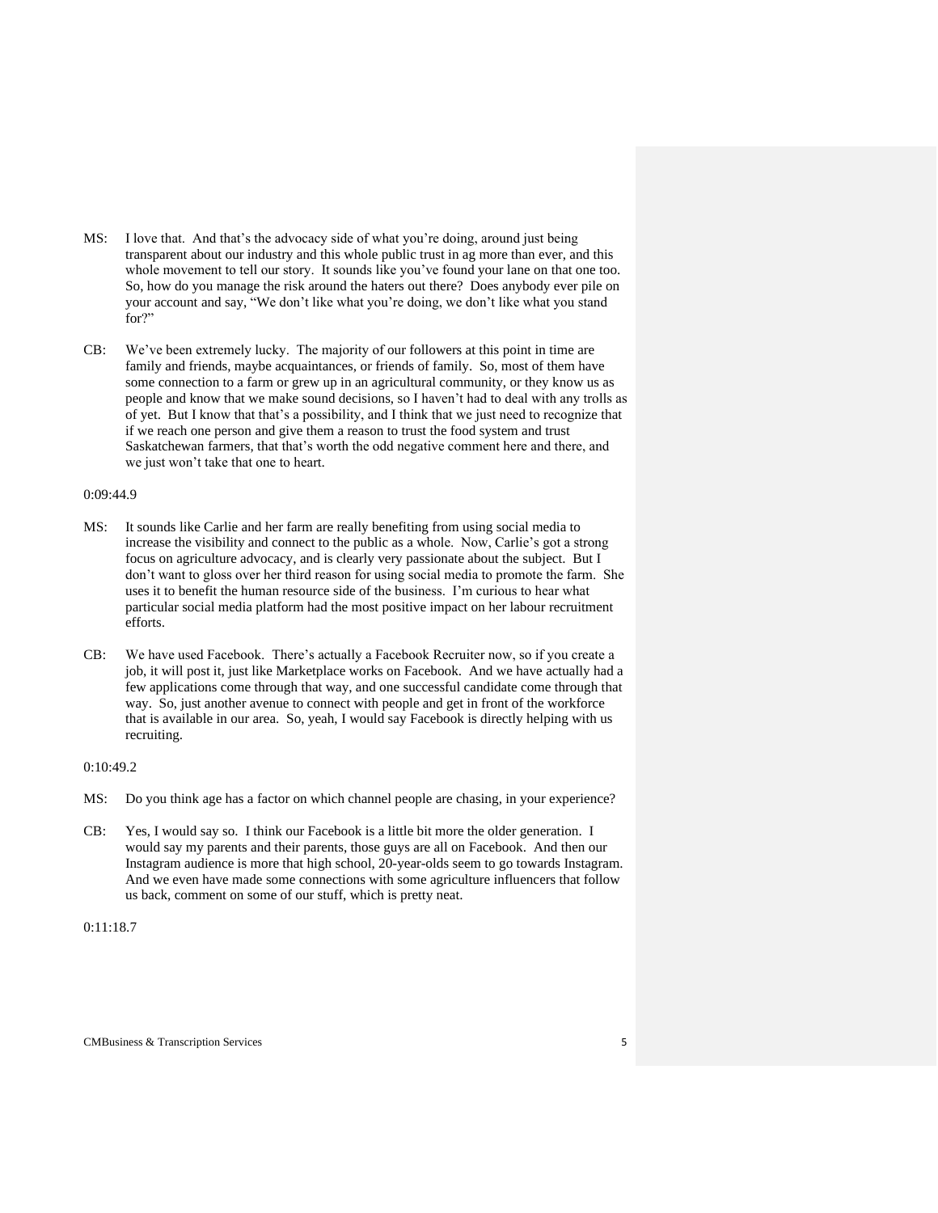MS: I love that. And that's the advocacy side of what you're doing, around just being transparent about our industry and this whole public trust in ag more than ever, and this whole movement to tell our story. It sounds like you've found your lane on that one too. So, how do you manage the risk around the haters out there? Does anybody ever pile on your account and say, "We don't like what you're doing, we don't like what you stand for?"

CB: We've been extremely lucky. The majority of our followers at this point in time are family and friends, maybe acquaintances, or friends of family. So, most of them have some connection to a farm or grew up in an agricultural community, or they know us as people and know that we make sound decisions, so I haven't had to deal with any trolls as of yet. But I know that that's a possibility, and I think that we just need to recognize that if we reach one person and give them a reason to trust the food system and trust Saskatchewan farmers, that that's worth the odd negative comment here and there, and we just won't take that one to heart.

0:09:44.9

MS: It sounds like Carlie and her farm are really benefiting from using social media to increase the visibility and connect to the public as a whole. Now, Carlie's got a strong focus on agriculture advocacy, and is clearly very passionate about the subject. But I don't want to gloss over her third reason for using social media to promote the farm. She uses it to benefit the human resource side of the business. I'm curious to hear what particular social media platform had the most positive impact on her labour recruitment efforts.

CB: We have used Facebook. There's actually a Facebook Recruiter now, so if you create a job, it will post it, just like Marketplace works on Facebook. And we have actually had a few applications come through that way, and one successful candidate come through that way. So, just another avenue to connect with people and get in front of the workforce that is available in our area. So, yeah, I would say Facebook is directly helping with us recruiting.

0:10:49.2

MS: Do you think age has a factor on which channel people are chasing, in your experience?

CB: Yes, I would say so. I think our Facebook is a little bit more the older generation. I would say my parents and their parents, those guys are all on Facebook. And then our Instagram audience is more that high school, 20-year-olds seem to go towards Instagram. And we even have made some connections with some agriculture influencers that follow us back, comment on some of our stuff, which is pretty neat.

0:11:18.7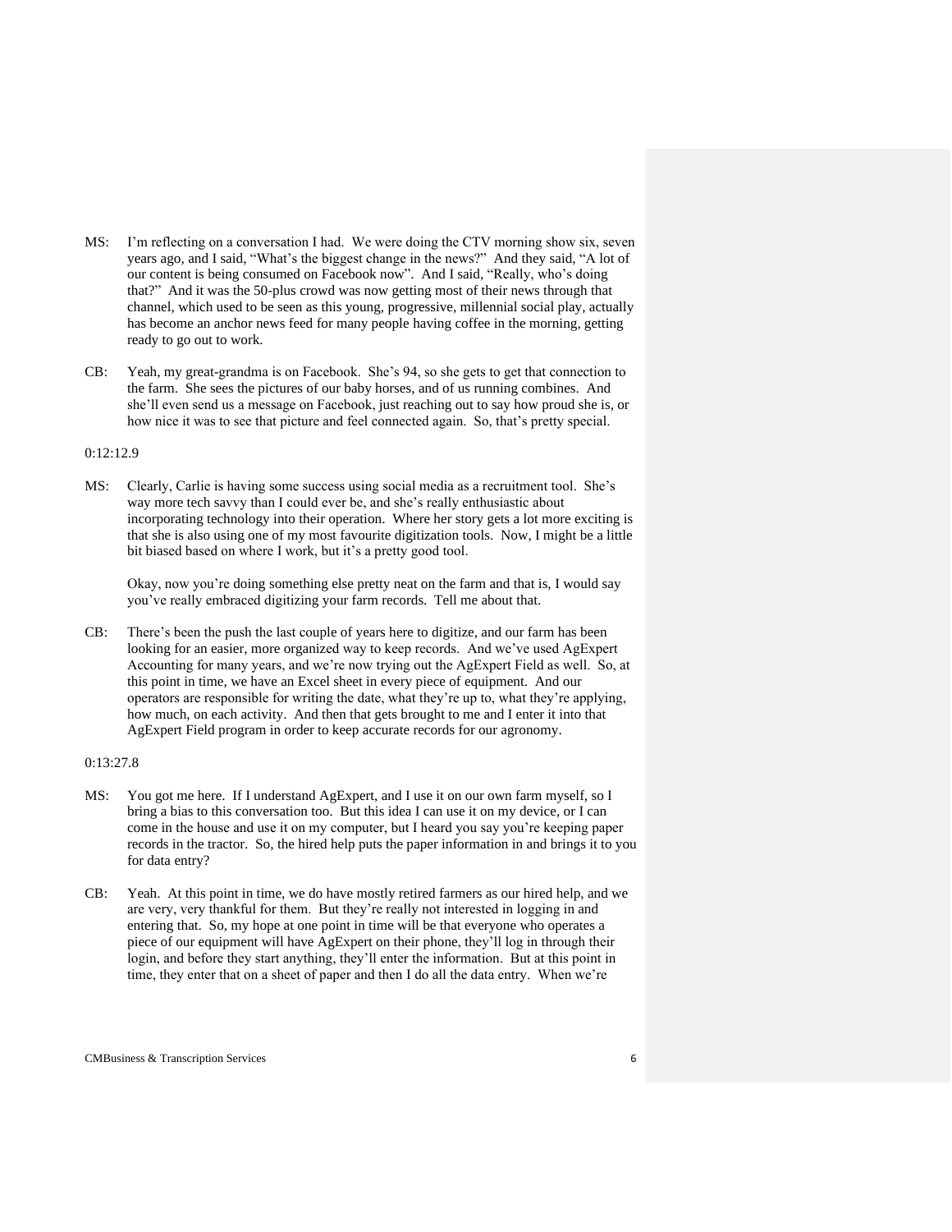MS: I'm reflecting on a conversation I had. We were doing the CTV morning show six, seven years ago, and I said, "What's the biggest change in the news?" And they said, "A lot of our content is being consumed on Facebook now". And I said, "Really, who's doing that?" And it was the 50-plus crowd was now getting most of their news through that channel, which used to be seen as this young, progressive, millennial social play, actually has become an anchor news feed for many people having coffee in the morning, getting ready to go out to work.

CB: Yeah, my great-grandma is on Facebook. She's 94, so she gets to get that connection to the farm. She sees the pictures of our baby horses, and of us running combines. And she'll even send us a message on Facebook, just reaching out to say how proud she is, or how nice it was to see that picture and feel connected again. So, that's pretty special.

0:12:12.9

MS: Clearly, Carlie is having some success using social media as a recruitment tool. She's way more tech savvy than I could ever be, and she's really enthusiastic about incorporating technology into their operation. Where her story gets a lot more exciting is that she is also using one of my most favourite digitization tools. Now, I might be a little bit biased based on where I work, but it's a pretty good tool.

Okay, now you're doing something else pretty neat on the farm and that is, I would say you've really embraced digitizing your farm records. Tell me about that.

CB: There's been the push the last couple of years here to digitize, and our farm has been looking for an easier, more organized way to keep records. And we've used AgExpert Accounting for many years, and we're now trying out the AgExpert Field as well. So, at this point in time, we have an Excel sheet in every piece of equipment. And our operators are responsible for writing the date, what they're up to, what they're applying, how much, on each activity. And then that gets brought to me and I enter it into that AgExpert Field program in order to keep accurate records for our agronomy.

0:13:27.8

MS: You got me here. If I understand AgExpert, and I use it on our own farm myself, so I bring a bias to this conversation too. But this idea I can use it on my device, or I can come in the house and use it on my computer, but I heard you say you're keeping paper records in the tractor. So, the hired help puts the paper information in and brings it to you for data entry?

CB: Yeah. At this point in time, we do have mostly retired farmers as our hired help, and we are very, very thankful for them. But they're really not interested in logging in and entering that. So, my hope at one point in time will be that everyone who operates a piece of our equipment will have AgExpert on their phone, they'll log in through their login, and before they start anything, they'll enter the information. But at this point in time, they enter that on a sheet of paper and then I do all the data entry. When we're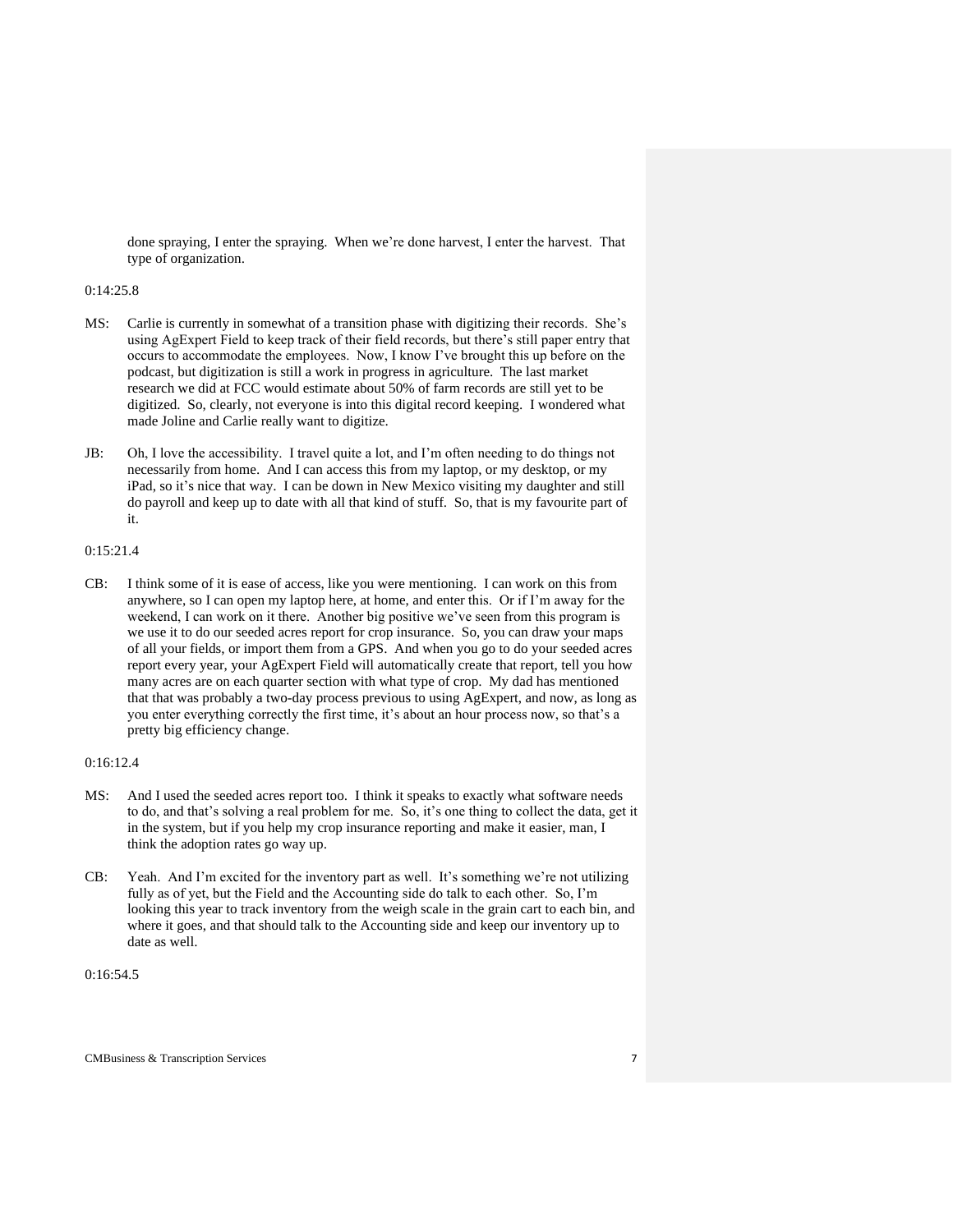done spraying, I enter the spraying. When we're done harvest, I enter the harvest. That type of organization.

0:14:25.8

MS: Carlie is currently in somewhat of a transition phase with digitizing their records. She's using AgExpert Field to keep track of their field records, but there's still paper entry that occurs to accommodate the employees. Now, I know I've brought this up before on the podcast, but digitization is still a work in progress in agriculture. The last market research we did at FCC would estimate about 50% of farm records are still yet to be digitized. So, clearly, not everyone is into this digital record keeping. I wondered what made Joline and Carlie really want to digitize.

JB: Oh, I love the accessibility. I travel quite a lot, and I'm often needing to do things not necessarily from home. And I can access this from my laptop, or my desktop, or my iPad, so it's nice that way. I can be down in New Mexico visiting my daughter and still do payroll and keep up to date with all that kind of stuff. So, that is my favourite part of it.

0:15:21.4

CB: I think some of it is ease of access, like you were mentioning. I can work on this from anywhere, so I can open my laptop here, at home, and enter this. Or if I'm away for the weekend, I can work on it there. Another big positive we've seen from this program is we use it to do our seeded acres report for crop insurance. So, you can draw your maps of all your fields, or import them from a GPS. And when you go to do your seeded acres report every year, your AgExpert Field will automatically create that report, tell you how many acres are on each quarter section with what type of crop. My dad has mentioned that that was probably a two-day process previous to using AgExpert, and now, as long as you enter everything correctly the first time, it's about an hour process now, so that's a pretty big efficiency change.

0:16:12.4

MS: And I used the seeded acres report too. I think it speaks to exactly what software needs to do, and that's solving a real problem for me. So, it's one thing to collect the data, get it in the system, but if you help my crop insurance reporting and make it easier, man, I think the adoption rates go way up.

CB: Yeah. And I'm excited for the inventory part as well. It's something we're not utilizing fully as of yet, but the Field and the Accounting side do talk to each other. So, I'm looking this year to track inventory from the weigh scale in the grain cart to each bin, and where it goes, and that should talk to the Accounting side and keep our inventory up to date as well.

0:16:54.5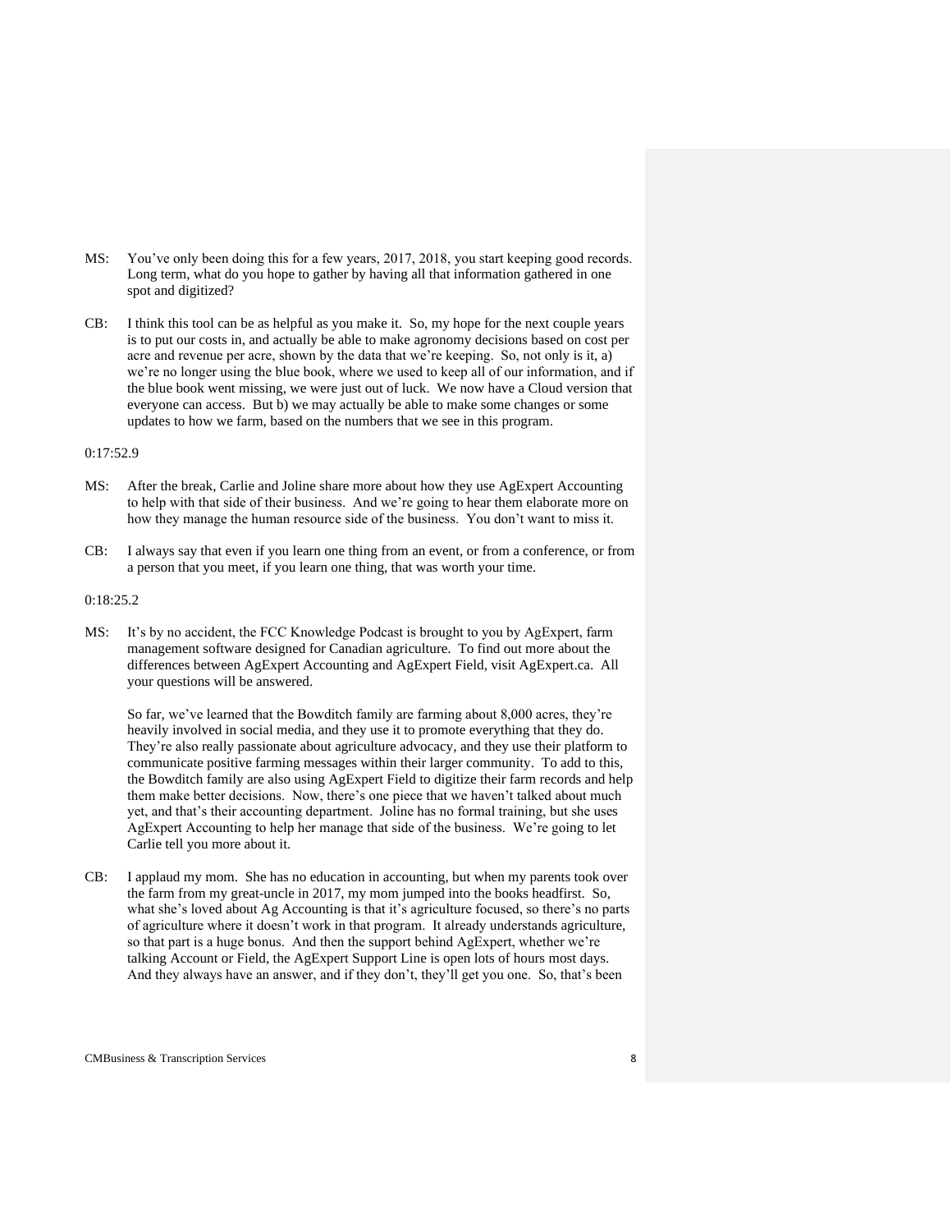MS: You've only been doing this for a few years, 2017, 2018, you start keeping good records. Long term, what do you hope to gather by having all that information gathered in one spot and digitized?

CB: I think this tool can be as helpful as you make it. So, my hope for the next couple years is to put our costs in, and actually be able to make agronomy decisions based on cost per acre and revenue per acre, shown by the data that we're keeping. So, not only is it, a) we're no longer using the blue book, where we used to keep all of our information, and if the blue book went missing, we were just out of luck. We now have a Cloud version that everyone can access. But b) we may actually be able to make some changes or some updates to how we farm, based on the numbers that we see in this program.

0:17:52.9

MS: After the break, Carlie and Joline share more about how they use AgExpert Accounting to help with that side of their business. And we're going to hear them elaborate more on how they manage the human resource side of the business. You don't want to miss it.

CB: I always say that even if you learn one thing from an event, or from a conference, or from a person that you meet, if you learn one thing, that was worth your time.

0:18:25.2

MS: It's by no accident, the FCC Knowledge Podcast is brought to you by AgExpert, farm management software designed for Canadian agriculture. To find out more about the differences between AgExpert Accounting and AgExpert Field, visit AgExpert.ca. All your questions will be answered.

So far, we've learned that the Bowditch family are farming about 8,000 acres, they're heavily involved in social media, and they use it to promote everything that they do. They're also really passionate about agriculture advocacy, and they use their platform to communicate positive farming messages within their larger community. To add to this, the Bowditch family are also using AgExpert Field to digitize their farm records and help them make better decisions. Now, there's one piece that we haven't talked about much yet, and that's their accounting department. Joline has no formal training, but she uses AgExpert Accounting to help her manage that side of the business. We're going to let Carlie tell you more about it.

CB: I applaud my mom. She has no education in accounting, but when my parents took over the farm from my great-uncle in 2017, my mom jumped into the books headfirst. So, what she's loved about Ag Accounting is that it's agriculture focused, so there's no parts of agriculture where it doesn't work in that program. It already understands agriculture, so that part is a huge bonus. And then the support behind AgExpert, whether we're talking Account or Field, the AgExpert Support Line is open lots of hours most days. And they always have an answer, and if they don't, they'll get you one. So, that's been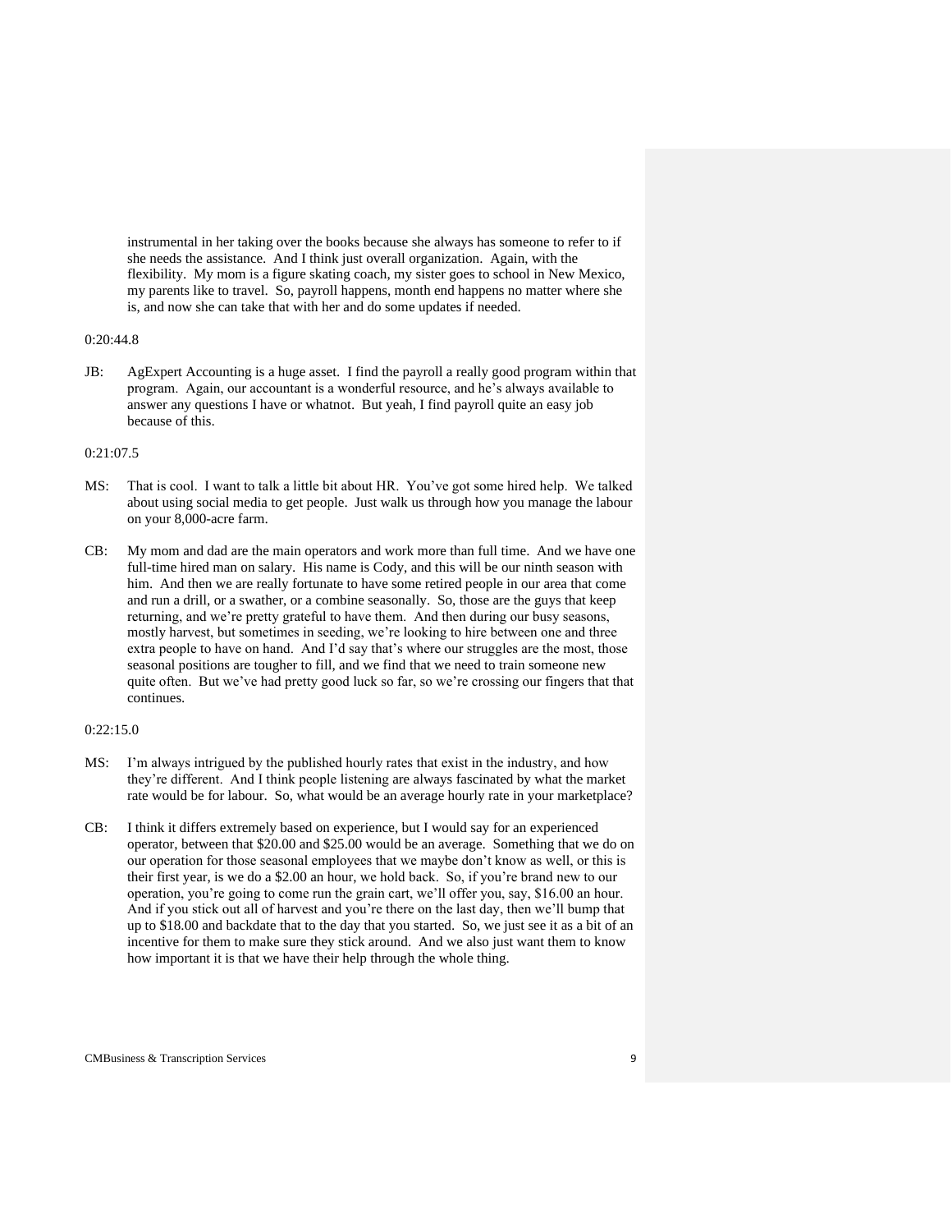instrumental in her taking over the books because she always has someone to refer to if she needs the assistance. And I think just overall organization. Again, with the flexibility. My mom is a figure skating coach, my sister goes to school in New Mexico, my parents like to travel. So, payroll happens, month end happens no matter where she is, and now she can take that with her and do some updates if needed.

0:20:44.8

JB: AgExpert Accounting is a huge asset. I find the payroll a really good program within that program. Again, our accountant is a wonderful resource, and he's always available to answer any questions I have or whatnot. But yeah, I find payroll quite an easy job because of this.

0:21:07.5

MS: That is cool. I want to talk a little bit about HR. You've got some hired help. We talked about using social media to get people. Just walk us through how you manage the labour on your 8,000-acre farm.

CB: My mom and dad are the main operators and work more than full time. And we have one full-time hired man on salary. His name is Cody, and this will be our ninth season with him. And then we are really fortunate to have some retired people in our area that come and run a drill, or a swather, or a combine seasonally. So, those are the guys that keep returning, and we're pretty grateful to have them. And then during our busy seasons, mostly harvest, but sometimes in seeding, we're looking to hire between one and three extra people to have on hand. And I'd say that's where our struggles are the most, those seasonal positions are tougher to fill, and we find that we need to train someone new quite often. But we've had pretty good luck so far, so we're crossing our fingers that that continues.

0:22:15.0

MS: I'm always intrigued by the published hourly rates that exist in the industry, and how they're different. And I think people listening are always fascinated by what the market rate would be for labour. So, what would be an average hourly rate in your marketplace?

CB: I think it differs extremely based on experience, but I would say for an experienced operator, between that $20.00 and $25.00 would be an average. Something that we do on our operation for those seasonal employees that we maybe don't know as well, or this is their first year, is we do a $2.00 an hour, we hold back. So, if you're brand new to our operation, you're going to come run the grain cart, we'll offer you, say, $16.00 an hour. And if you stick out all of harvest and you're there on the last day, then we'll bump that up to $18.00 and backdate that to the day that you started. So, we just see it as a bit of an incentive for them to make sure they stick around. And we also just want them to know how important it is that we have their help through the whole thing.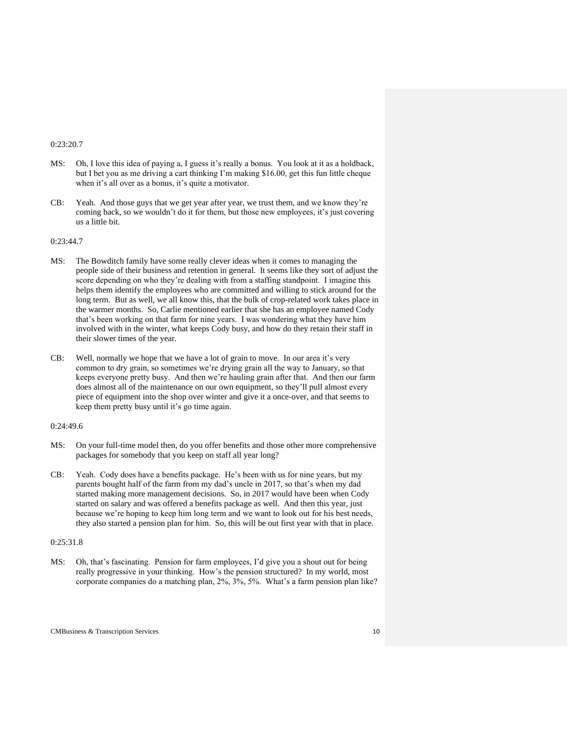0:23:20.7

MS: Oh, I love this idea of paying a, I guess it's really a bonus. You look at it as a holdback, but I bet you as me driving a cart thinking I'm making $16.00, get this fun little cheque when it's all over as a bonus, it's quite a motivator.

CB: Yeah. And those guys that we get year after year, we trust them, and we know they're coming back, so we wouldn't do it for them, but those new employees, it's just covering us a little bit.

0:23:44.7

MS: The Bowditch family have some really clever ideas when it comes to managing the people side of their business and retention in general. It seems like they sort of adjust the score depending on who they're dealing with from a staffing standpoint. I imagine this helps them identify the employees who are committed and willing to stick around for the long term. But as well, we all know this, that the bulk of crop-related work takes place in the warmer months. So, Carlie mentioned earlier that she has an employee named Cody that's been working on that farm for nine years. I was wondering what they have him involved with in the winter, what keeps Cody busy, and how do they retain their staff in their slower times of the year.

CB: Well, normally we hope that we have a lot of grain to move. In our area it's very common to dry grain, so sometimes we're drying grain all the way to January, so that keeps everyone pretty busy. And then we're hauling grain after that. And then our farm does almost all of the maintenance on our own equipment, so they'll pull almost every piece of equipment into the shop over winter and give it a once-over, and that seems to keep them pretty busy until it's go time again.

0:24:49.6

MS: On your full-time model then, do you offer benefits and those other more comprehensive packages for somebody that you keep on staff all year long?

CB: Yeah. Cody does have a benefits package. He's been with us for nine years, but my parents bought half of the farm from my dad's uncle in 2017, so that's when my dad started making more management decisions. So, in 2017 would have been when Cody started on salary and was offered a benefits package as well. And then this year, just because we're hoping to keep him long term and we want to look out for his best needs, they also started a pension plan for him. So, this will be out first year with that in place.

0:25:31.8

MS: Oh, that's fascinating. Pension for farm employees, I'd give you a shout out for being really progressive in your thinking. How's the pension structured? In my world, most corporate companies do a matching plan, 2%, 3%, 5%. What's a farm pension plan like?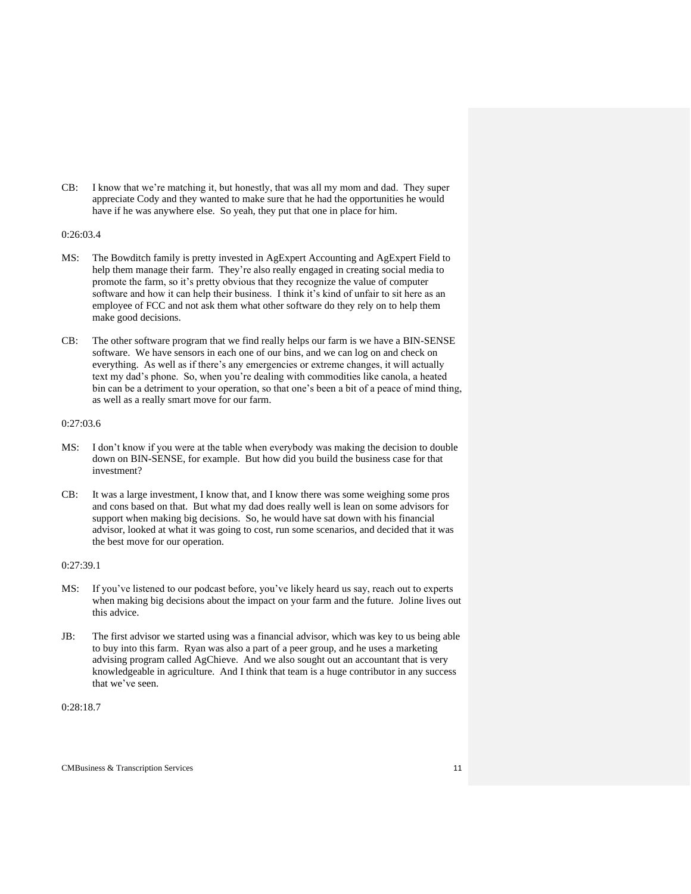CB: I know that we're matching it, but honestly, that was all my mom and dad. They super appreciate Cody and they wanted to make sure that he had the opportunities he would have if he was anywhere else. So yeah, they put that one in place for him.

0:26:03.4

MS: The Bowditch family is pretty invested in AgExpert Accounting and AgExpert Field to help them manage their farm. They're also really engaged in creating social media to promote the farm, so it's pretty obvious that they recognize the value of computer software and how it can help their business. I think it's kind of unfair to sit here as an employee of FCC and not ask them what other software do they rely on to help them make good decisions.

CB: The other software program that we find really helps our farm is we have a BIN-SENSE software. We have sensors in each one of our bins, and we can log on and check on everything. As well as if there's any emergencies or extreme changes, it will actually text my dad's phone. So, when you're dealing with commodities like canola, a heated bin can be a detriment to your operation, so that one's been a bit of a peace of mind thing, as well as a really smart move for our farm.

0:27:03.6

MS: I don't know if you were at the table when everybody was making the decision to double down on BIN-SENSE, for example. But how did you build the business case for that investment?

CB: It was a large investment, I know that, and I know there was some weighing some pros and cons based on that. But what my dad does really well is lean on some advisors for support when making big decisions. So, he would have sat down with his financial advisor, looked at what it was going to cost, run some scenarios, and decided that it was the best move for our operation.

0:27:39.1

MS: If you've listened to our podcast before, you've likely heard us say, reach out to experts when making big decisions about the impact on your farm and the future. Joline lives out this advice.

JB: The first advisor we started using was a financial advisor, which was key to us being able to buy into this farm. Ryan was also a part of a peer group, and he uses a marketing advising program called AgChieve. And we also sought out an accountant that is very knowledgeable in agriculture. And I think that team is a huge contributor in any success that we've seen.

0:28:18.7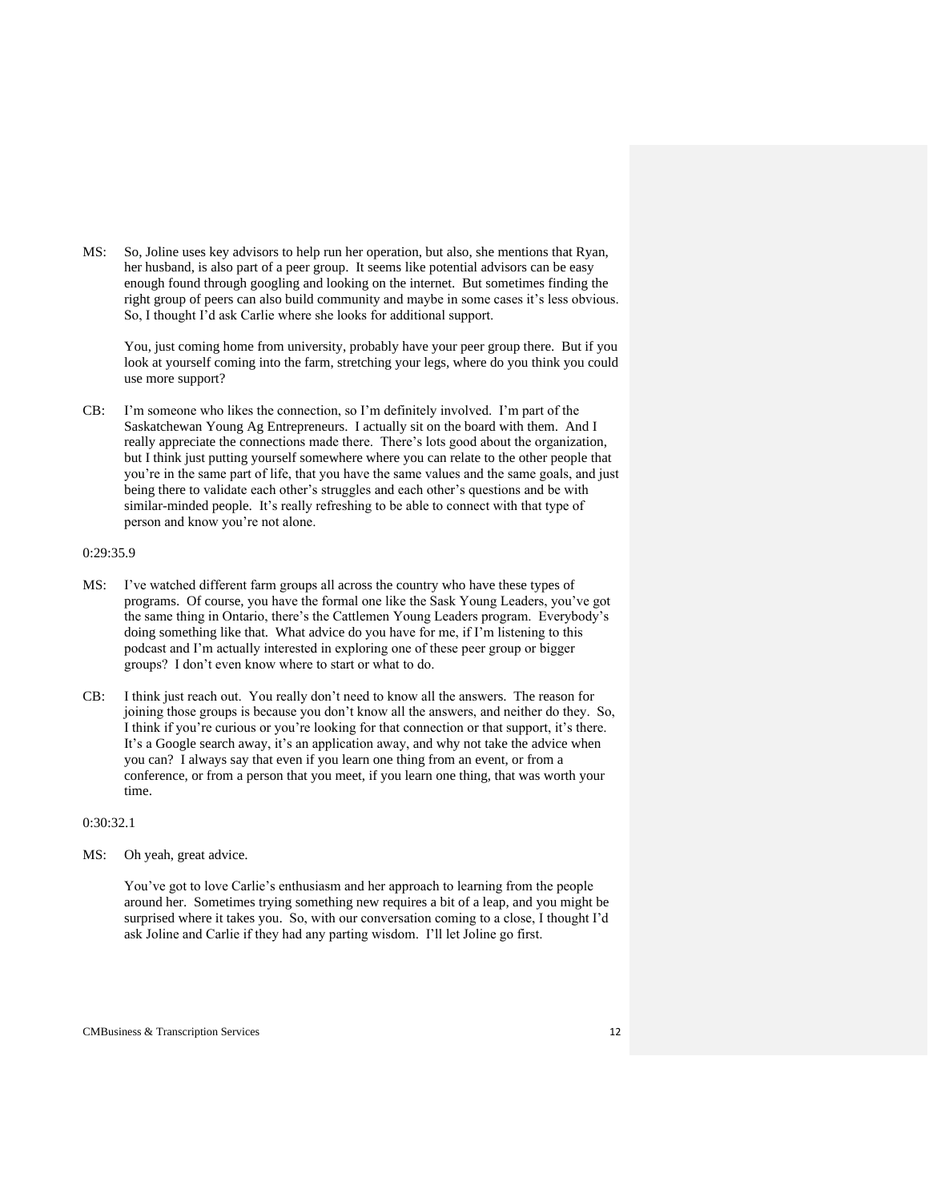MS: So, Joline uses key advisors to help run her operation, but also, she mentions that Ryan, her husband, is also part of a peer group. It seems like potential advisors can be easy enough found through googling and looking on the internet. But sometimes finding the right group of peers can also build community and maybe in some cases it's less obvious. So, I thought I'd ask Carlie where she looks for additional support.

You, just coming home from university, probably have your peer group there. But if you look at yourself coming into the farm, stretching your legs, where do you think you could use more support?

CB: I'm someone who likes the connection, so I'm definitely involved. I'm part of the Saskatchewan Young Ag Entrepreneurs. I actually sit on the board with them. And I really appreciate the connections made there. There's lots good about the organization, but I think just putting yourself somewhere where you can relate to the other people that you're in the same part of life, that you have the same values and the same goals, and just being there to validate each other's struggles and each other's questions and be with similar-minded people. It's really refreshing to be able to connect with that type of person and know you're not alone.

0:29:35.9

MS: I've watched different farm groups all across the country who have these types of programs. Of course, you have the formal one like the Sask Young Leaders, you've got the same thing in Ontario, there's the Cattlemen Young Leaders program. Everybody's doing something like that. What advice do you have for me, if I'm listening to this podcast and I'm actually interested in exploring one of these peer group or bigger groups? I don't even know where to start or what to do.

CB: I think just reach out. You really don't need to know all the answers. The reason for joining those groups is because you don't know all the answers, and neither do they. So, I think if you're curious or you're looking for that connection or that support, it's there. It's a Google search away, it's an application away, and why not take the advice when you can? I always say that even if you learn one thing from an event, or from a conference, or from a person that you meet, if you learn one thing, that was worth your time.

0:30:32.1

MS: Oh yeah, great advice.

You've got to love Carlie's enthusiasm and her approach to learning from the people around her. Sometimes trying something new requires a bit of a leap, and you might be surprised where it takes you. So, with our conversation coming to a close, I thought I'd ask Joline and Carlie if they had any parting wisdom. I'll let Joline go first.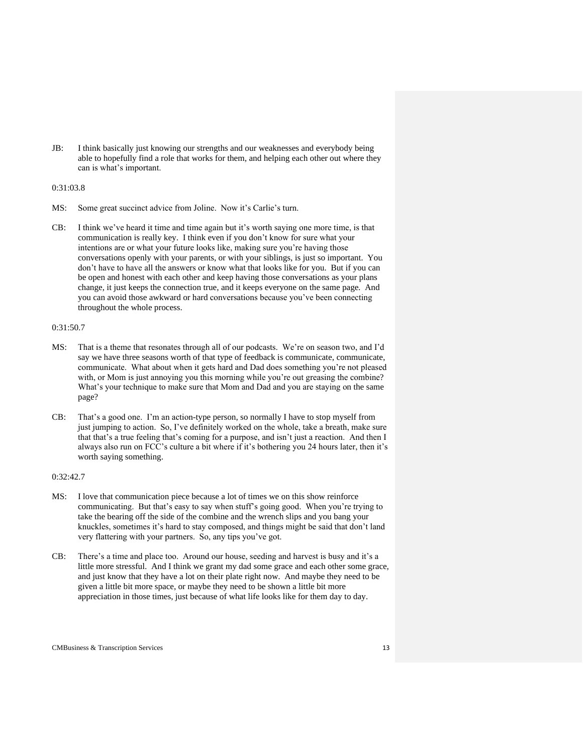JB: I think basically just knowing our strengths and our weaknesses and everybody being able to hopefully find a role that works for them, and helping each other out where they can is what's important.

0:31:03.8

MS: Some great succinct advice from Joline. Now it's Carlie's turn.

CB: I think we've heard it time and time again but it's worth saying one more time, is that communication is really key. I think even if you don't know for sure what your intentions are or what your future looks like, making sure you're having those conversations openly with your parents, or with your siblings, is just so important. You don't have to have all the answers or know what that looks like for you. But if you can be open and honest with each other and keep having those conversations as your plans change, it just keeps the connection true, and it keeps everyone on the same page. And you can avoid those awkward or hard conversations because you've been connecting throughout the whole process.

0:31:50.7

MS: That is a theme that resonates through all of our podcasts. We're on season two, and I'd say we have three seasons worth of that type of feedback is communicate, communicate, communicate. What about when it gets hard and Dad does something you're not pleased with, or Mom is just annoying you this morning while you're out greasing the combine? What's your technique to make sure that Mom and Dad and you are staying on the same page?

CB: That's a good one. I'm an action-type person, so normally I have to stop myself from just jumping to action. So, I've definitely worked on the whole, take a breath, make sure that that's a true feeling that's coming for a purpose, and isn't just a reaction. And then I always also run on FCC's culture a bit where if it's bothering you 24 hours later, then it's worth saying something.

0:32:42.7

MS: I love that communication piece because a lot of times we on this show reinforce communicating. But that's easy to say when stuff's going good. When you're trying to take the bearing off the side of the combine and the wrench slips and you bang your knuckles, sometimes it's hard to stay composed, and things might be said that don't land very flattering with your partners. So, any tips you've got.

CB: There's a time and place too. Around our house, seeding and harvest is busy and it's a little more stressful. And I think we grant my dad some grace and each other some grace, and just know that they have a lot on their plate right now. And maybe they need to be given a little bit more space, or maybe they need to be shown a little bit more appreciation in those times, just because of what life looks like for them day to day.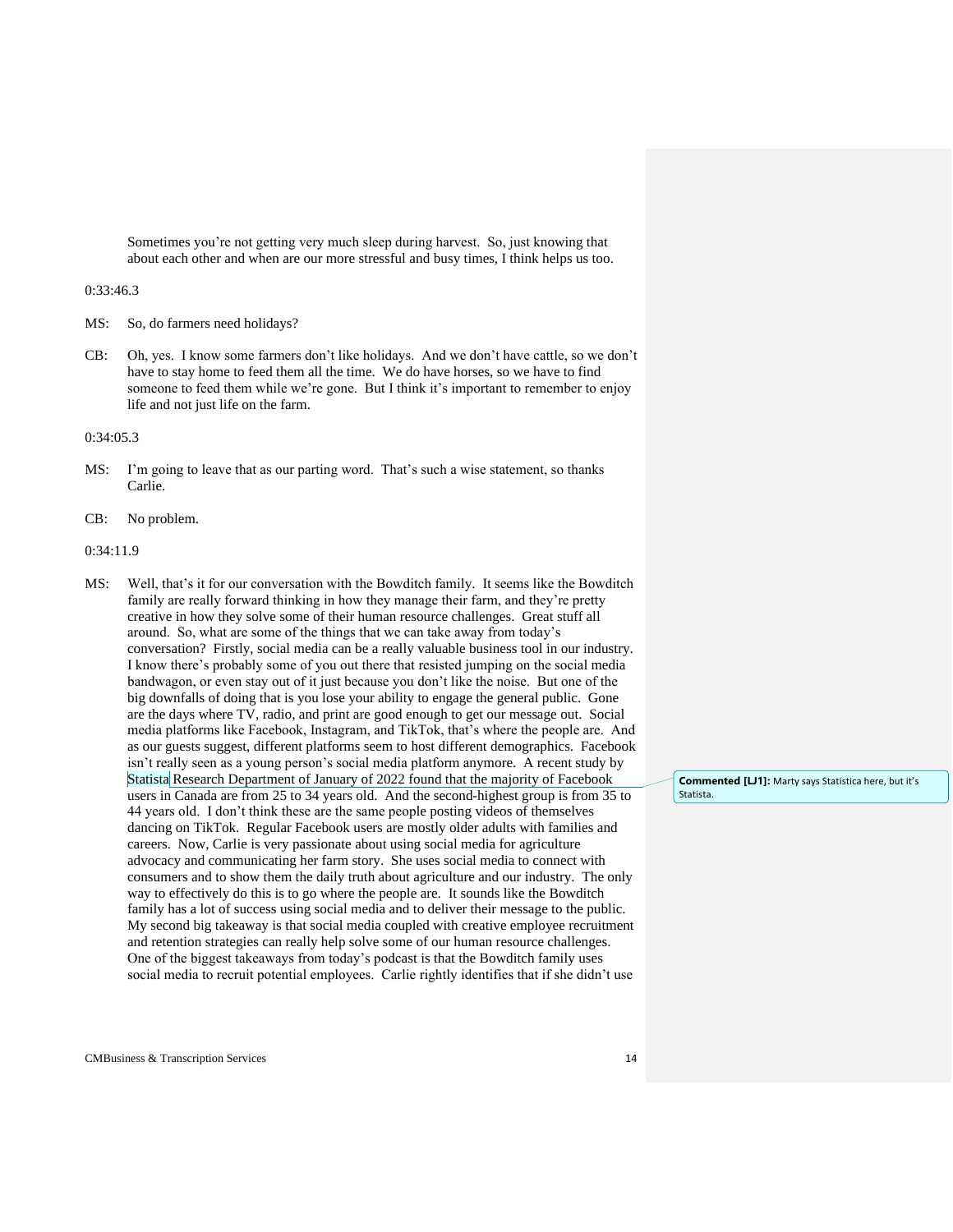Sometimes you're not getting very much sleep during harvest. So, just knowing that about each other and when are our more stressful and busy times, I think helps us too.

0:33:46.3

MS: So, do farmers need holidays?

CB: Oh, yes. I know some farmers don't like holidays. And we don't have cattle, so we don't have to stay home to feed them all the time. We do have horses, so we have to find someone to feed them while we're gone. But I think it's important to remember to enjoy life and not just life on the farm.

0:34:05.3

MS: I'm going to leave that as our parting word. That's such a wise statement, so thanks Carlie.

CB: No problem.

0:34:11.9

MS: Well, that's it for our conversation with the Bowditch family. It seems like the Bowditch family are really forward thinking in how they manage their farm, and they're pretty creative in how they solve some of their human resource challenges. Great stuff all around. So, what are some of the things that we can take away from today's conversation? Firstly, social media can be a really valuable business tool in our industry. I know there's probably some of you out there that resisted jumping on the social media bandwagon, or even stay out of it just because you don't like the noise. But one of the big downfalls of doing that is you lose your ability to engage the general public. Gone are the days where TV, radio, and print are good enough to get our message out. Social media platforms like Facebook, Instagram, and TikTok, that's where the people are. And as our guests suggest, different platforms seem to host different demographics. Facebook isn't really seen as a young person's social media platform anymore. A recent study by Statista Research Department of January of 2022 found that the majority of Facebook users in Canada are from 25 to 34 years old. And the second-highest group is from 35 to 44 years old. I don't think these are the same people posting videos of themselves dancing on TikTok. Regular Facebook users are mostly older adults with families and careers. Now, Carlie is very passionate about using social media for agriculture advocacy and communicating her farm story. She uses social media to connect with consumers and to show them the daily truth about agriculture and our industry. The only way to effectively do this is to go where the people are. It sounds like the Bowditch family has a lot of success using social media and to deliver their message to the public. My second big takeaway is that social media coupled with creative employee recruitment and retention strategies can really help solve some of our human resource challenges. One of the biggest takeaways from today's podcast is that the Bowditch family uses social media to recruit potential employees. Carlie rightly identifies that if she didn't use

**Commented [LJ1]:** Marty says Statistica here, but it's Statista.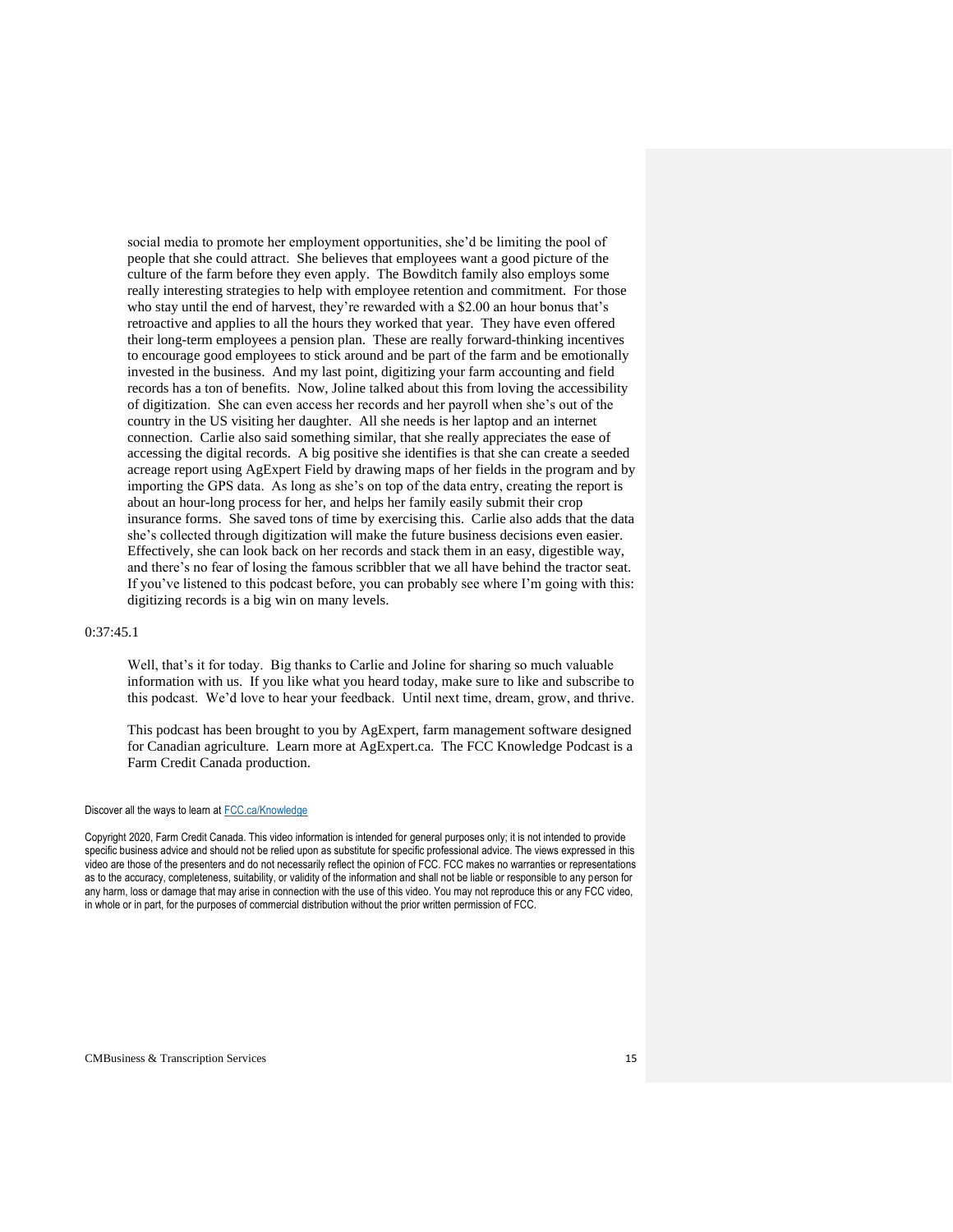social media to promote her employment opportunities, she'd be limiting the pool of people that she could attract. She believes that employees want a good picture of the culture of the farm before they even apply. The Bowditch family also employs some really interesting strategies to help with employee retention and commitment. For those who stay until the end of harvest, they're rewarded with a $2.00 an hour bonus that's retroactive and applies to all the hours they worked that year. They have even offered their long-term employees a pension plan. These are really forward-thinking incentives to encourage good employees to stick around and be part of the farm and be emotionally invested in the business. And my last point, digitizing your farm accounting and field records has a ton of benefits. Now, Joline talked about this from loving the accessibility of digitization. She can even access her records and her payroll when she's out of the country in the US visiting her daughter. All she needs is her laptop and an internet connection. Carlie also said something similar, that she really appreciates the ease of accessing the digital records. A big positive she identifies is that she can create a seeded acreage report using AgExpert Field by drawing maps of her fields in the program and by importing the GPS data. As long as she's on top of the data entry, creating the report is about an hour-long process for her, and helps her family easily submit their crop insurance forms. She saved tons of time by exercising this. Carlie also adds that the data she's collected through digitization will make the future business decisions even easier. Effectively, she can look back on her records and stack them in an easy, digestible way, and there's no fear of losing the famous scribbler that we all have behind the tractor seat. If you've listened to this podcast before, you can probably see where I'm going with this: digitizing records is a big win on many levels.

0:37:45.1

Well, that's it for today. Big thanks to Carlie and Joline for sharing so much valuable information with us. If you like what you heard today, make sure to like and subscribe to this podcast. We'd love to hear your feedback. Until next time, dream, grow, and thrive.

This podcast has been brought to you by AgExpert, farm management software designed for Canadian agriculture. Learn more at AgExpert.ca. The FCC Knowledge Podcast is a Farm Credit Canada production.

Discover all the ways to learn at [FCC.ca/Knowledge](FCC.ca/Knowledge)

Copyright 2020, Farm Credit Canada. This video information is intended for general purposes only; it is not intended to provide specific business advice and should not be relied upon as substitute for specific professional advice. The views expressed in this video are those of the presenters and do not necessarily reflect the opinion of FCC. FCC makes no warranties or representations as to the accuracy, completeness, suitability, or validity of the information and shall not be liable or responsible to any person for any harm, loss or damage that may arise in connection with the use of this video. You may not reproduce this or any FCC video, in whole or in part, for the purposes of commercial distribution without the prior written permission of FCC.